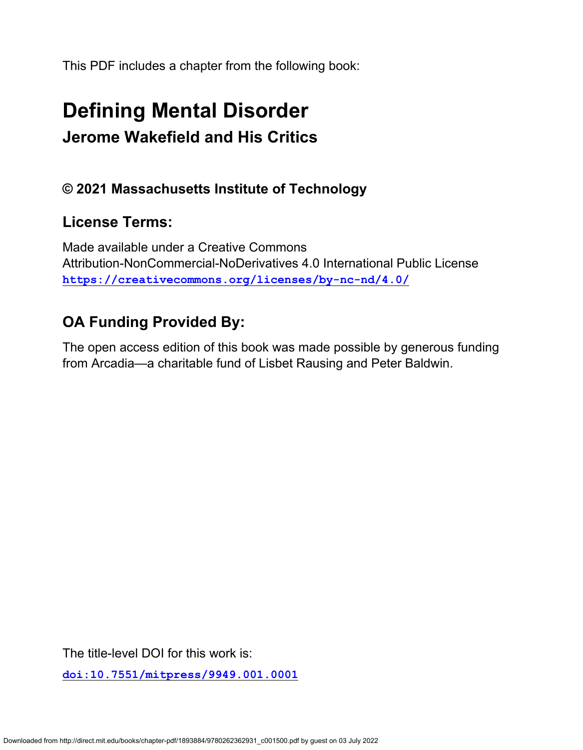This PDF includes a chapter from the following book:

# Defining Mental Disorder

## Jerome Wakefield and His Critics

### © 2021 Massachusetts Institute of Technology

### License Terms:

Made available under a Creative Commons Attribution-NonCommercial-NoDerivatives 4.0 International Public License
**https://creativecommons.org/licenses/by-nc-nd/4.0/**

### OA Funding Provided By:

The open access edition of this book was made possible by generous funding from Arcadia—a charitable fund of Lisbet Rausing and Peter Baldwin.

The title-level DOI for this work is:

**doi:10.7551/mitpress/9949.001.0001**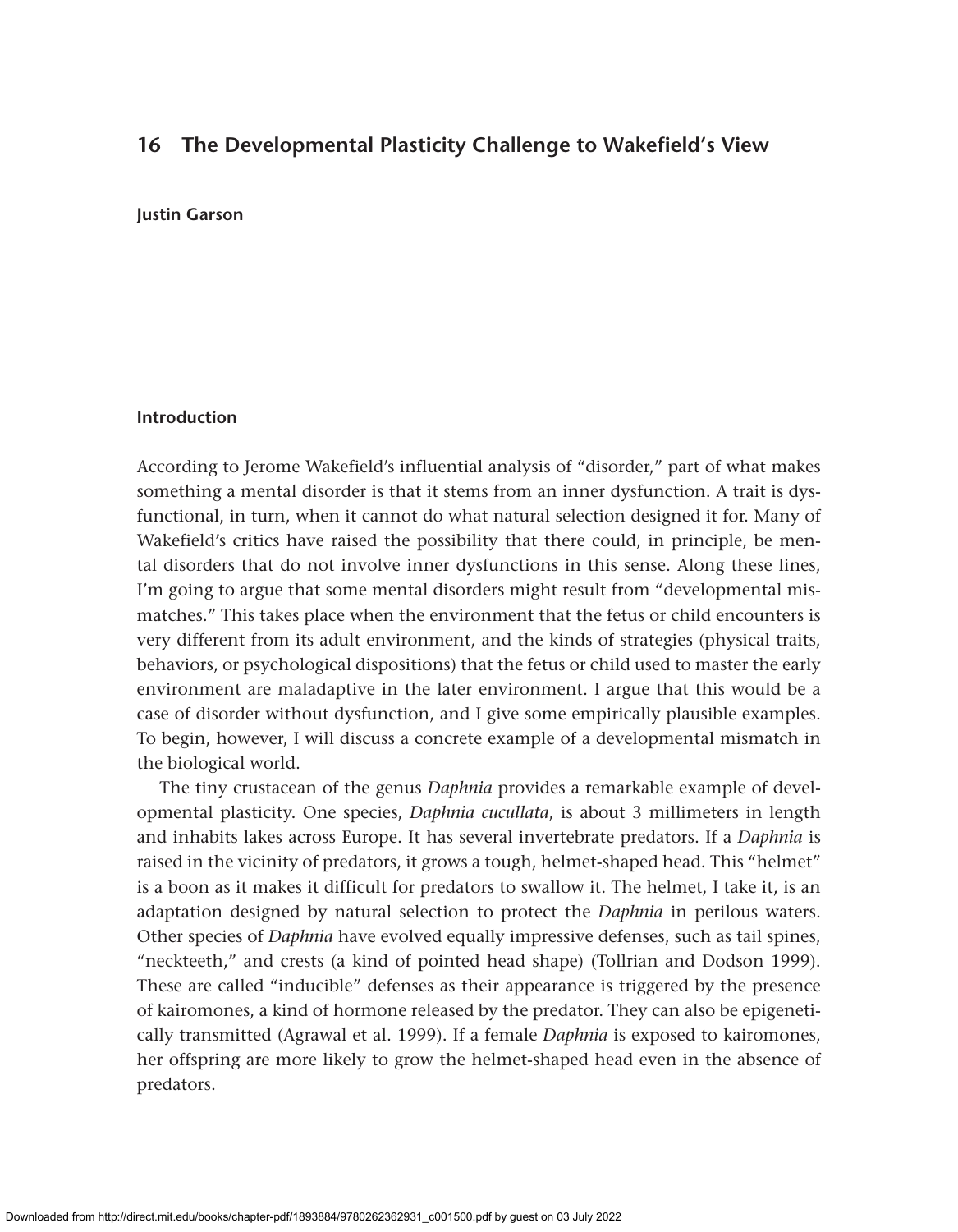# 16 The Developmental Plasticity Challenge to Wakefield's View

**Justin Garson**

## Introduction

According to Jerome Wakefield's influential analysis of "disorder," part of what makes something a mental disorder is that it stems from an inner dysfunction. A trait is dysfunctional, in turn, when it cannot do what natural selection designed it for. Many of Wakefield's critics have raised the possibility that there could, in principle, be mental disorders that do not involve inner dysfunctions in this sense. Along these lines, I'm going to argue that some mental disorders might result from "developmental mismatches." This takes place when the environment that the fetus or child encounters is very different from its adult environment, and the kinds of strategies (physical traits, behaviors, or psychological dispositions) that the fetus or child used to master the early environment are maladaptive in the later environment. I argue that this would be a case of disorder without dysfunction, and I give some empirically plausible examples. To begin, however, I will discuss a concrete example of a developmental mismatch in the biological world.

The tiny crustacean of the genus *Daphnia* provides a remarkable example of developmental plasticity. One species, *Daphnia cucullata*, is about 3 millimeters in length and inhabits lakes across Europe. It has several invertebrate predators. If a *Daphnia* is raised in the vicinity of predators, it grows a tough, helmet-shaped head. This "helmet" is a boon as it makes it difficult for predators to swallow it. The helmet, I take it, is an adaptation designed by natural selection to protect the *Daphnia* in perilous waters. Other species of *Daphnia* have evolved equally impressive defenses, such as tail spines, "neckteeth," and crests (a kind of pointed head shape) (Tollrian and Dodson 1999). These are called "inducible" defenses as their appearance is triggered by the presence of kairomones, a kind of hormone released by the predator. They can also be epigenetically transmitted (Agrawal et al. 1999). If a female *Daphnia* is exposed to kairomones, her offspring are more likely to grow the helmet-shaped head even in the absence of predators.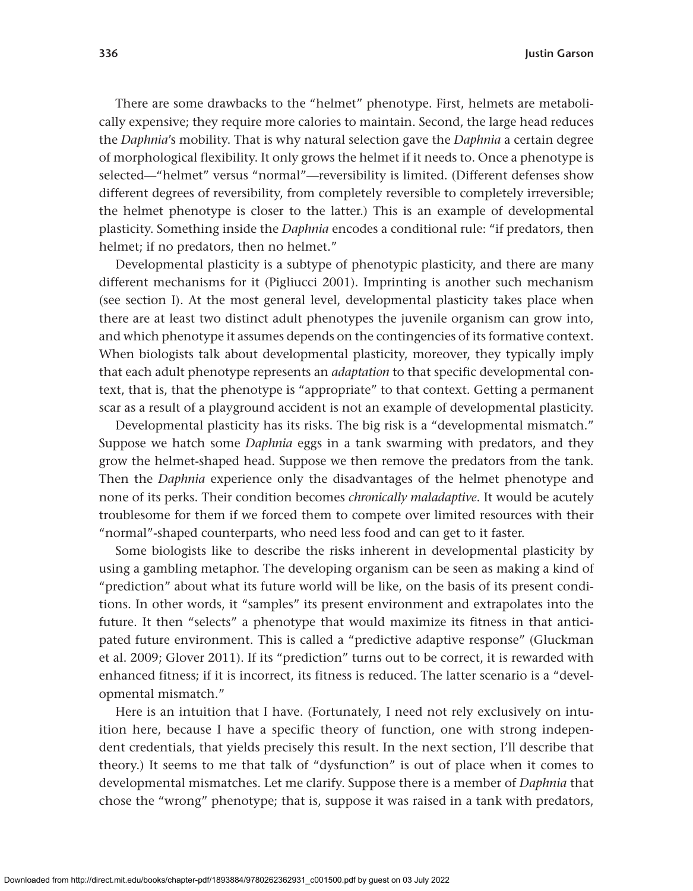There are some drawbacks to the "helmet" phenotype. First, helmets are metabolically expensive; they require more calories to maintain. Second, the large head reduces the *Daphnia*'s mobility. That is why natural selection gave the *Daphnia* a certain degree of morphological flexibility. It only grows the helmet if it needs to. Once a phenotype is selected—"helmet" versus "normal"—reversibility is limited. (Different defenses show different degrees of reversibility, from completely reversible to completely irreversible; the helmet phenotype is closer to the latter.) This is an example of developmental plasticity. Something inside the *Daphnia* encodes a conditional rule: "if predators, then helmet; if no predators, then no helmet."

Developmental plasticity is a subtype of phenotypic plasticity, and there are many different mechanisms for it (Pigliucci 2001). Imprinting is another such mechanism (see section I). At the most general level, developmental plasticity takes place when there are at least two distinct adult phenotypes the juvenile organism can grow into, and which phenotype it assumes depends on the contingencies of its formative context. When biologists talk about developmental plasticity, moreover, they typically imply that each adult phenotype represents an *adaptation* to that specific developmental context, that is, that the phenotype is "appropriate" to that context. Getting a permanent scar as a result of a playground accident is not an example of developmental plasticity.

Developmental plasticity has its risks. The big risk is a "developmental mismatch." Suppose we hatch some *Daphnia* eggs in a tank swarming with predators, and they grow the helmet-shaped head. Suppose we then remove the predators from the tank. Then the *Daphnia* experience only the disadvantages of the helmet phenotype and none of its perks. Their condition becomes *chronically maladaptive*. It would be acutely troublesome for them if we forced them to compete over limited resources with their "normal"-shaped counterparts, who need less food and can get to it faster.

Some biologists like to describe the risks inherent in developmental plasticity by using a gambling metaphor. The developing organism can be seen as making a kind of "prediction" about what its future world will be like, on the basis of its present conditions. In other words, it "samples" its present environment and extrapolates into the future. It then "selects" a phenotype that would maximize its fitness in that anticipated future environment. This is called a "predictive adaptive response" (Gluckman et al. 2009; Glover 2011). If its "prediction" turns out to be correct, it is rewarded with enhanced fitness; if it is incorrect, its fitness is reduced. The latter scenario is a "developmental mismatch."

Here is an intuition that I have. (Fortunately, I need not rely exclusively on intuition here, because I have a specific theory of function, one with strong independent credentials, that yields precisely this result. In the next section, I'll describe that theory.) It seems to me that talk of "dysfunction" is out of place when it comes to developmental mismatches. Let me clarify. Suppose there is a member of *Daphnia* that chose the "wrong" phenotype; that is, suppose it was raised in a tank with predators,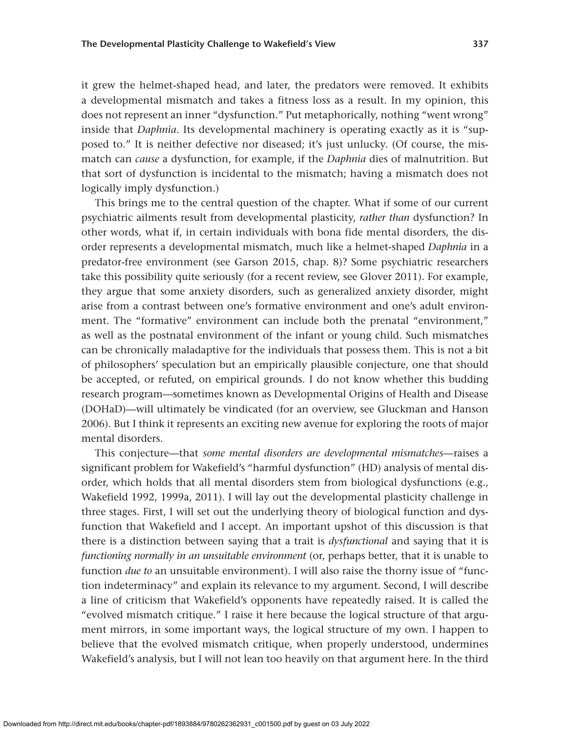it grew the helmet-shaped head, and later, the predators were removed. It exhibits a developmental mismatch and takes a fitness loss as a result. In my opinion, this does not represent an inner "dysfunction." Put metaphorically, nothing "went wrong" inside that *Daphnia*. Its developmental machinery is operating exactly as it is "supposed to." It is neither defective nor diseased; it's just unlucky. (Of course, the mismatch can *cause* a dysfunction, for example, if the *Daphnia* dies of malnutrition. But that sort of dysfunction is incidental to the mismatch; having a mismatch does not logically imply dysfunction.)

This brings me to the central question of the chapter. What if some of our current psychiatric ailments result from developmental plasticity, *rather than* dysfunction? In other words, what if, in certain individuals with bona fide mental disorders, the disorder represents a developmental mismatch, much like a helmet-shaped *Daphnia* in a predator-free environment (see Garson 2015, chap. 8)? Some psychiatric researchers take this possibility quite seriously (for a recent review, see Glover 2011). For example, they argue that some anxiety disorders, such as generalized anxiety disorder, might arise from a contrast between one's formative environment and one's adult environment. The "formative" environment can include both the prenatal "environment," as well as the postnatal environment of the infant or young child. Such mismatches can be chronically maladaptive for the individuals that possess them. This is not a bit of philosophers' speculation but an empirically plausible conjecture, one that should be accepted, or refuted, on empirical grounds. I do not know whether this budding research program—sometimes known as Developmental Origins of Health and Disease (DOHaD)—will ultimately be vindicated (for an overview, see Gluckman and Hanson 2006). But I think it represents an exciting new avenue for exploring the roots of major mental disorders.

This conjecture—that *some mental disorders are developmental mismatches*—raises a significant problem for Wakefield's "harmful dysfunction" (HD) analysis of mental disorder, which holds that all mental disorders stem from biological dysfunctions (e.g., Wakefield 1992, 1999a, 2011). I will lay out the developmental plasticity challenge in three stages. First, I will set out the underlying theory of biological function and dysfunction that Wakefield and I accept. An important upshot of this discussion is that there is a distinction between saying that a trait is *dysfunctional* and saying that it is *functioning normally in an unsuitable environment* (or, perhaps better, that it is unable to function *due to* an unsuitable environment). I will also raise the thorny issue of "function indeterminacy" and explain its relevance to my argument. Second, I will describe a line of criticism that Wakefield's opponents have repeatedly raised. It is called the "evolved mismatch critique." I raise it here because the logical structure of that argument mirrors, in some important ways, the logical structure of my own. I happen to believe that the evolved mismatch critique, when properly understood, undermines Wakefield's analysis, but I will not lean too heavily on that argument here. In the third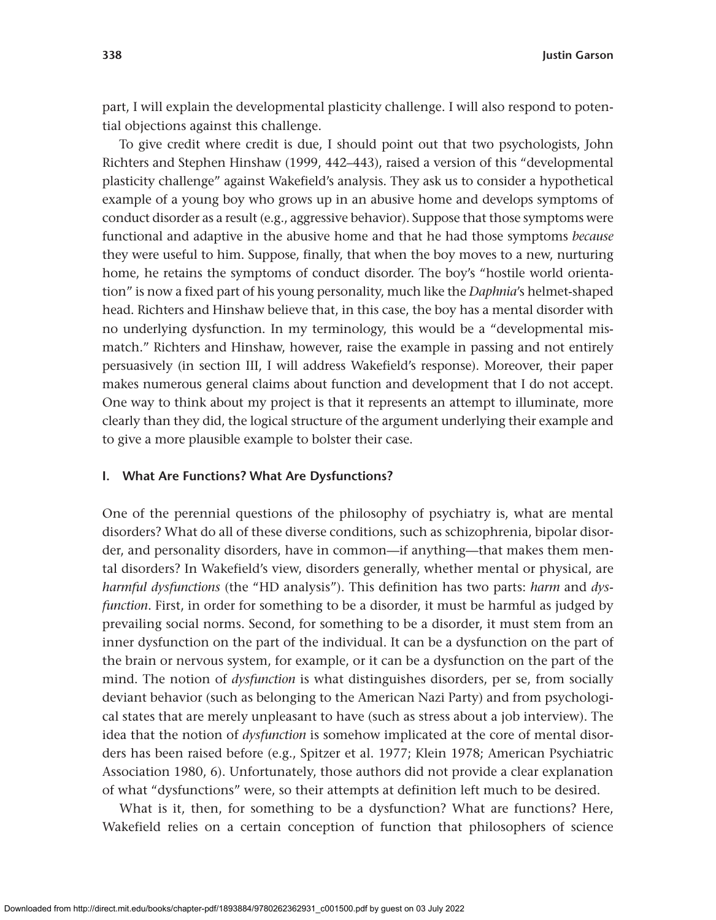part, I will explain the developmental plasticity challenge. I will also respond to potential objections against this challenge.

To give credit where credit is due, I should point out that two psychologists, John Richters and Stephen Hinshaw (1999, 442–443), raised a version of this "developmental plasticity challenge" against Wakefield's analysis. They ask us to consider a hypothetical example of a young boy who grows up in an abusive home and develops symptoms of conduct disorder as a result (e.g., aggressive behavior). Suppose that those symptoms were functional and adaptive in the abusive home and that he had those symptoms *because* they were useful to him. Suppose, finally, that when the boy moves to a new, nurturing home, he retains the symptoms of conduct disorder. The boy's "hostile world orientation" is now a fixed part of his young personality, much like the *Daphnia*'s helmet-shaped head. Richters and Hinshaw believe that, in this case, the boy has a mental disorder with no underlying dysfunction. In my terminology, this would be a "developmental mismatch." Richters and Hinshaw, however, raise the example in passing and not entirely persuasively (in section III, I will address Wakefield's response). Moreover, their paper makes numerous general claims about function and development that I do not accept. One way to think about my project is that it represents an attempt to illuminate, more clearly than they did, the logical structure of the argument underlying their example and to give a more plausible example to bolster their case.

## I. What Are Functions? What Are Dysfunctions?

One of the perennial questions of the philosophy of psychiatry is, what are mental disorders? What do all of these diverse conditions, such as schizophrenia, bipolar disorder, and personality disorders, have in common—if anything—that makes them mental disorders? In Wakefield's view, disorders generally, whether mental or physical, are *harmful dysfunctions* (the "HD analysis"). This definition has two parts: *harm* and *dysfunction*. First, in order for something to be a disorder, it must be harmful as judged by prevailing social norms. Second, for something to be a disorder, it must stem from an inner dysfunction on the part of the individual. It can be a dysfunction on the part of the brain or nervous system, for example, or it can be a dysfunction on the part of the mind. The notion of *dysfunction* is what distinguishes disorders, per se, from socially deviant behavior (such as belonging to the American Nazi Party) and from psychological states that are merely unpleasant to have (such as stress about a job interview). The idea that the notion of *dysfunction* is somehow implicated at the core of mental disorders has been raised before (e.g., Spitzer et al. 1977; Klein 1978; American Psychiatric Association 1980, 6). Unfortunately, those authors did not provide a clear explanation of what "dysfunctions" were, so their attempts at definition left much to be desired.

What is it, then, for something to be a dysfunction? What are functions? Here, Wakefield relies on a certain conception of function that philosophers of science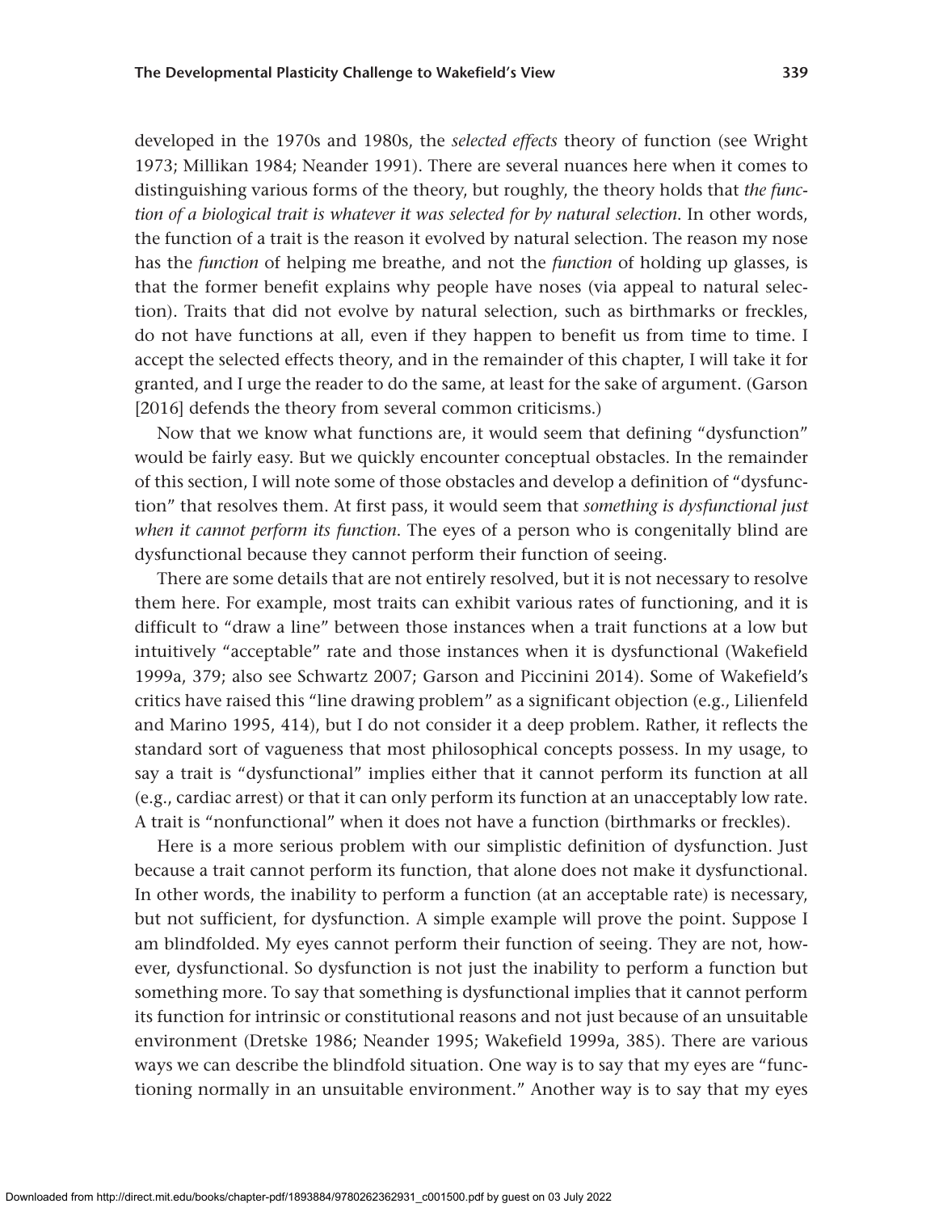developed in the 1970s and 1980s, the *selected effects* theory of function (see Wright 1973; Millikan 1984; Neander 1991). There are several nuances here when it comes to distinguishing various forms of the theory, but roughly, the theory holds that *the function of a biological trait is whatever it was selected for by natural selection*. In other words, the function of a trait is the reason it evolved by natural selection. The reason my nose has the *function* of helping me breathe, and not the *function* of holding up glasses, is that the former benefit explains why people have noses (via appeal to natural selection). Traits that did not evolve by natural selection, such as birthmarks or freckles, do not have functions at all, even if they happen to benefit us from time to time. I accept the selected effects theory, and in the remainder of this chapter, I will take it for granted, and I urge the reader to do the same, at least for the sake of argument. (Garson [2016] defends the theory from several common criticisms.)

Now that we know what functions are, it would seem that defining "dysfunction" would be fairly easy. But we quickly encounter conceptual obstacles. In the remainder of this section, I will note some of those obstacles and develop a definition of "dysfunction" that resolves them. At first pass, it would seem that *something is dysfunctional just when it cannot perform its function*. The eyes of a person who is congenitally blind are dysfunctional because they cannot perform their function of seeing.

There are some details that are not entirely resolved, but it is not necessary to resolve them here. For example, most traits can exhibit various rates of functioning, and it is difficult to "draw a line" between those instances when a trait functions at a low but intuitively "acceptable" rate and those instances when it is dysfunctional (Wakefield 1999a, 379; also see Schwartz 2007; Garson and Piccinini 2014). Some of Wakefield's critics have raised this "line drawing problem" as a significant objection (e.g., Lilienfeld and Marino 1995, 414), but I do not consider it a deep problem. Rather, it reflects the standard sort of vagueness that most philosophical concepts possess. In my usage, to say a trait is "dysfunctional" implies either that it cannot perform its function at all (e.g., cardiac arrest) or that it can only perform its function at an unacceptably low rate. A trait is "nonfunctional" when it does not have a function (birthmarks or freckles).

Here is a more serious problem with our simplistic definition of dysfunction. Just because a trait cannot perform its function, that alone does not make it dysfunctional. In other words, the inability to perform a function (at an acceptable rate) is necessary, but not sufficient, for dysfunction. A simple example will prove the point. Suppose I am blindfolded. My eyes cannot perform their function of seeing. They are not, however, dysfunctional. So dysfunction is not just the inability to perform a function but something more. To say that something is dysfunctional implies that it cannot perform its function for intrinsic or constitutional reasons and not just because of an unsuitable environment (Dretske 1986; Neander 1995; Wakefield 1999a, 385). There are various ways we can describe the blindfold situation. One way is to say that my eyes are "functioning normally in an unsuitable environment." Another way is to say that my eyes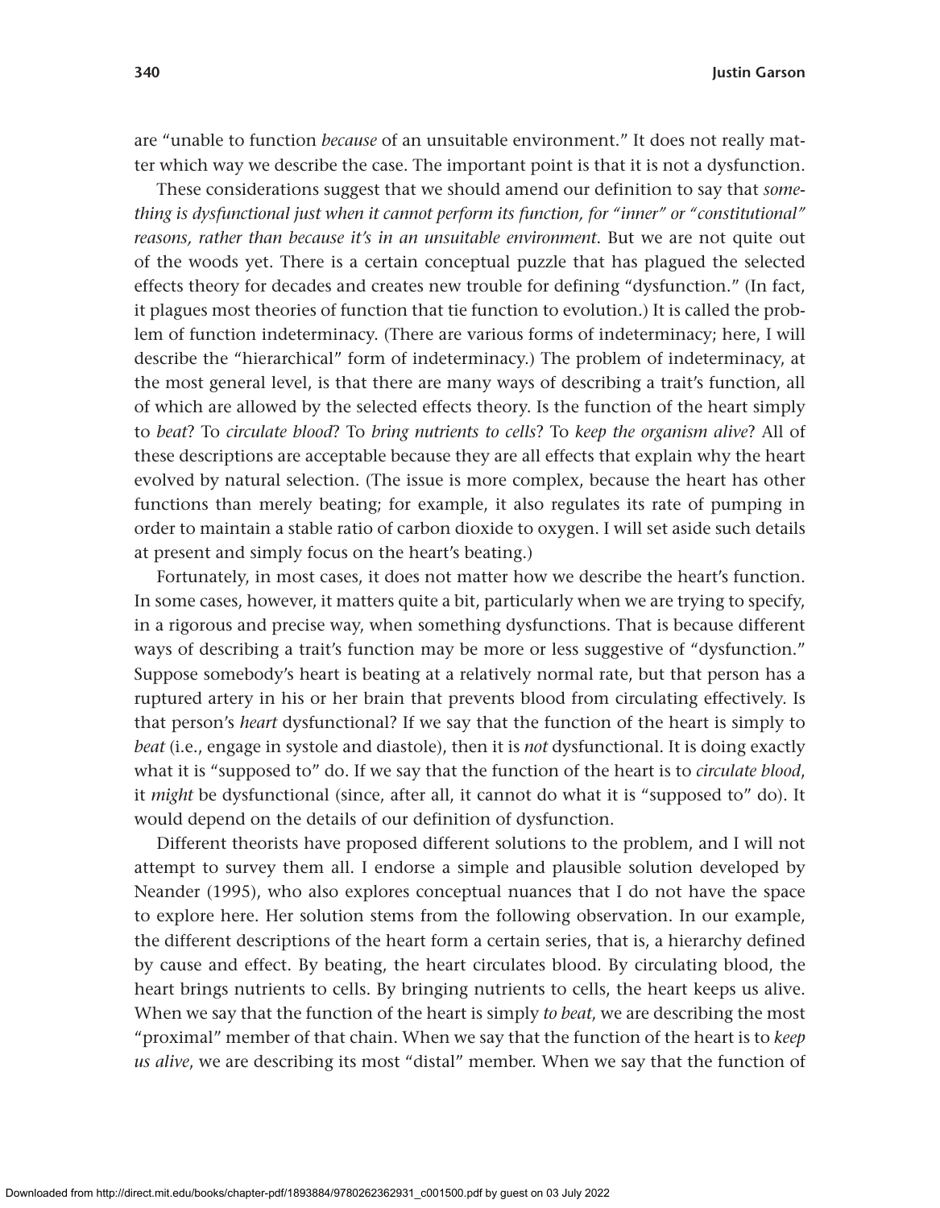are "unable to function *because* of an unsuitable environment." It does not really matter which way we describe the case. The important point is that it is not a dysfunction.

These considerations suggest that we should amend our definition to say that *something is dysfunctional just when it cannot perform its function, for "inner" or "constitutional" reasons, rather than because it's in an unsuitable environment*. But we are not quite out of the woods yet. There is a certain conceptual puzzle that has plagued the selected effects theory for decades and creates new trouble for defining "dysfunction." (In fact, it plagues most theories of function that tie function to evolution.) It is called the problem of function indeterminacy. (There are various forms of indeterminacy; here, I will describe the "hierarchical" form of indeterminacy.) The problem of indeterminacy, at the most general level, is that there are many ways of describing a trait's function, all of which are allowed by the selected effects theory. Is the function of the heart simply to *beat*? To *circulate blood*? To *bring nutrients to cells*? To *keep the organism alive*? All of these descriptions are acceptable because they are all effects that explain why the heart evolved by natural selection. (The issue is more complex, because the heart has other functions than merely beating; for example, it also regulates its rate of pumping in order to maintain a stable ratio of carbon dioxide to oxygen. I will set aside such details at present and simply focus on the heart's beating.)

Fortunately, in most cases, it does not matter how we describe the heart's function. In some cases, however, it matters quite a bit, particularly when we are trying to specify, in a rigorous and precise way, when something dysfunctions. That is because different ways of describing a trait's function may be more or less suggestive of "dysfunction." Suppose somebody's heart is beating at a relatively normal rate, but that person has a ruptured artery in his or her brain that prevents blood from circulating effectively. Is that person's *heart* dysfunctional? If we say that the function of the heart is simply to *beat* (i.e., engage in systole and diastole), then it is *not* dysfunctional. It is doing exactly what it is "supposed to" do. If we say that the function of the heart is to *circulate blood*, it *might* be dysfunctional (since, after all, it cannot do what it is "supposed to" do). It would depend on the details of our definition of dysfunction.

Different theorists have proposed different solutions to the problem, and I will not attempt to survey them all. I endorse a simple and plausible solution developed by Neander (1995), who also explores conceptual nuances that I do not have the space to explore here. Her solution stems from the following observation. In our example, the different descriptions of the heart form a certain series, that is, a hierarchy defined by cause and effect. By beating, the heart circulates blood. By circulating blood, the heart brings nutrients to cells. By bringing nutrients to cells, the heart keeps us alive. When we say that the function of the heart is simply *to beat*, we are describing the most "proximal" member of that chain. When we say that the function of the heart is to *keep us alive*, we are describing its most "distal" member. When we say that the function of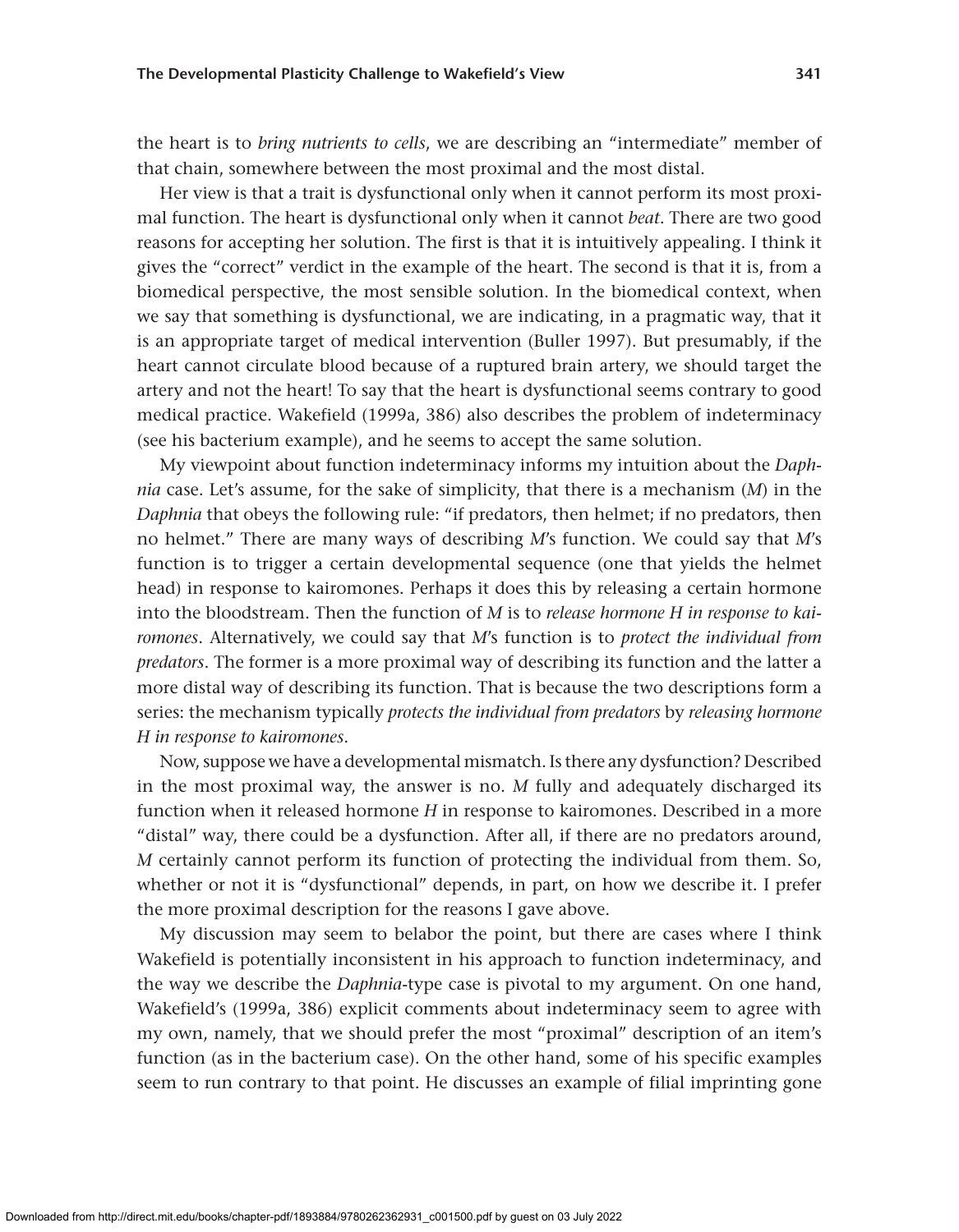the heart is to *bring nutrients to cells*, we are describing an "intermediate" member of that chain, somewhere between the most proximal and the most distal.

Her view is that a trait is dysfunctional only when it cannot perform its most proximal function. The heart is dysfunctional only when it cannot *beat*. There are two good reasons for accepting her solution. The first is that it is intuitively appealing. I think it gives the "correct" verdict in the example of the heart. The second is that it is, from a biomedical perspective, the most sensible solution. In the biomedical context, when we say that something is dysfunctional, we are indicating, in a pragmatic way, that it is an appropriate target of medical intervention (Buller 1997). But presumably, if the heart cannot circulate blood because of a ruptured brain artery, we should target the artery and not the heart! To say that the heart is dysfunctional seems contrary to good medical practice. Wakefield (1999a, 386) also describes the problem of indeterminacy (see his bacterium example), and he seems to accept the same solution.

My viewpoint about function indeterminacy informs my intuition about the *Daphnia* case. Let's assume, for the sake of simplicity, that there is a mechanism (*M*) in the *Daphnia* that obeys the following rule: "if predators, then helmet; if no predators, then no helmet." There are many ways of describing *M*'s function. We could say that *M*'s function is to trigger a certain developmental sequence (one that yields the helmet head) in response to kairomones. Perhaps it does this by releasing a certain hormone into the bloodstream. Then the function of *M* is to *release hormone H in response to kairomones*. Alternatively, we could say that *M*'s function is to *protect the individual from predators*. The former is a more proximal way of describing its function and the latter a more distal way of describing its function. That is because the two descriptions form a series: the mechanism typically *protects the individual from predators* by *releasing hormone H in response to kairomones*.

Now, suppose we have a developmental mismatch. Is there any dysfunction? Described in the most proximal way, the answer is no. *M* fully and adequately discharged its function when it released hormone *H* in response to kairomones. Described in a more "distal" way, there could be a dysfunction. After all, if there are no predators around, *M* certainly cannot perform its function of protecting the individual from them. So, whether or not it is "dysfunctional" depends, in part, on how we describe it. I prefer the more proximal description for the reasons I gave above.

My discussion may seem to belabor the point, but there are cases where I think Wakefield is potentially inconsistent in his approach to function indeterminacy, and the way we describe the *Daphnia*-type case is pivotal to my argument. On one hand, Wakefield's (1999a, 386) explicit comments about indeterminacy seem to agree with my own, namely, that we should prefer the most "proximal" description of an item's function (as in the bacterium case). On the other hand, some of his specific examples seem to run contrary to that point. He discusses an example of filial imprinting gone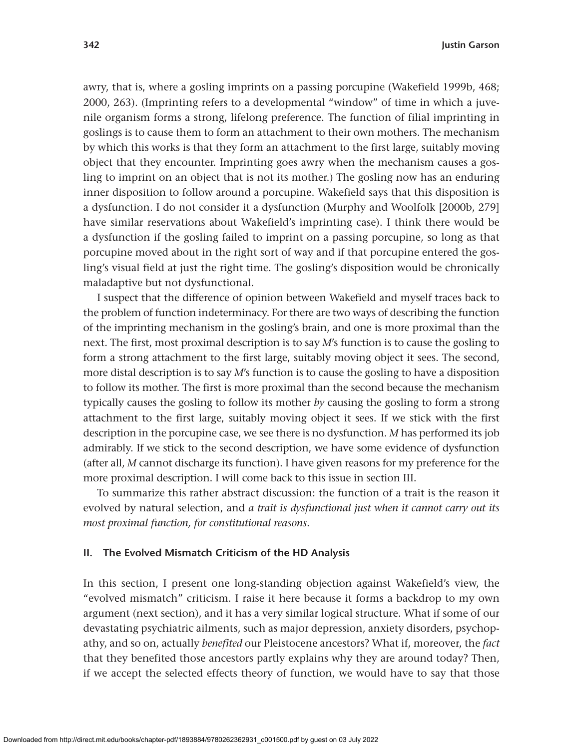awry, that is, where a gosling imprints on a passing porcupine (Wakefield 1999b, 468; 2000, 263). (Imprinting refers to a developmental "window" of time in which a juvenile organism forms a strong, lifelong preference. The function of filial imprinting in goslings is to cause them to form an attachment to their own mothers. The mechanism by which this works is that they form an attachment to the first large, suitably moving object that they encounter. Imprinting goes awry when the mechanism causes a gosling to imprint on an object that is not its mother.) The gosling now has an enduring inner disposition to follow around a porcupine. Wakefield says that this disposition is a dysfunction. I do not consider it a dysfunction (Murphy and Woolfolk [2000b, 279] have similar reservations about Wakefield's imprinting case). I think there would be a dysfunction if the gosling failed to imprint on a passing porcupine, so long as that porcupine moved about in the right sort of way and if that porcupine entered the gosling's visual field at just the right time. The gosling's disposition would be chronically maladaptive but not dysfunctional.

I suspect that the difference of opinion between Wakefield and myself traces back to the problem of function indeterminacy. For there are two ways of describing the function of the imprinting mechanism in the gosling's brain, and one is more proximal than the next. The first, most proximal description is to say *M*'s function is to cause the gosling to form a strong attachment to the first large, suitably moving object it sees. The second, more distal description is to say *M*'s function is to cause the gosling to have a disposition to follow its mother. The first is more proximal than the second because the mechanism typically causes the gosling to follow its mother *by* causing the gosling to form a strong attachment to the first large, suitably moving object it sees. If we stick with the first description in the porcupine case, we see there is no dysfunction. *M* has performed its job admirably. If we stick to the second description, we have some evidence of dysfunction (after all, *M* cannot discharge its function). I have given reasons for my preference for the more proximal description. I will come back to this issue in section III.

To summarize this rather abstract discussion: the function of a trait is the reason it evolved by natural selection, and *a trait is dysfunctional just when it cannot carry out its most proximal function, for constitutional reasons*.

## II. The Evolved Mismatch Criticism of the HD Analysis

In this section, I present one long-standing objection against Wakefield's view, the "evolved mismatch" criticism. I raise it here because it forms a backdrop to my own argument (next section), and it has a very similar logical structure. What if some of our devastating psychiatric ailments, such as major depression, anxiety disorders, psychopathy, and so on, actually *benefited* our Pleistocene ancestors? What if, moreover, the *fact* that they benefited those ancestors partly explains why they are around today? Then, if we accept the selected effects theory of function, we would have to say that those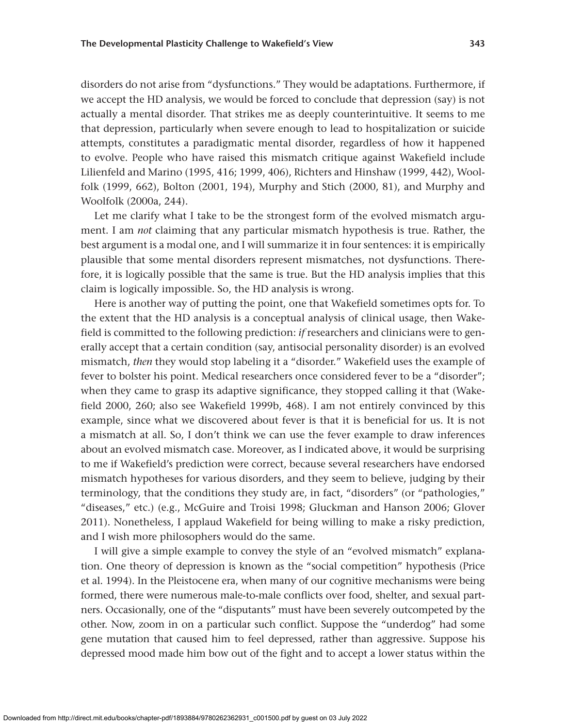disorders do not arise from "dysfunctions." They would be adaptations. Furthermore, if we accept the HD analysis, we would be forced to conclude that depression (say) is not actually a mental disorder. That strikes me as deeply counterintuitive. It seems to me that depression, particularly when severe enough to lead to hospitalization or suicide attempts, constitutes a paradigmatic mental disorder, regardless of how it happened to evolve. People who have raised this mismatch critique against Wakefield include Lilienfeld and Marino (1995, 416; 1999, 406), Richters and Hinshaw (1999, 442), Woolfolk (1999, 662), Bolton (2001, 194), Murphy and Stich (2000, 81), and Murphy and Woolfolk (2000a, 244).

Let me clarify what I take to be the strongest form of the evolved mismatch argument. I am *not* claiming that any particular mismatch hypothesis is true. Rather, the best argument is a modal one, and I will summarize it in four sentences: it is empirically plausible that some mental disorders represent mismatches, not dysfunctions. Therefore, it is logically possible that the same is true. But the HD analysis implies that this claim is logically impossible. So, the HD analysis is wrong.

Here is another way of putting the point, one that Wakefield sometimes opts for. To the extent that the HD analysis is a conceptual analysis of clinical usage, then Wakefield is committed to the following prediction: *if* researchers and clinicians were to generally accept that a certain condition (say, antisocial personality disorder) is an evolved mismatch, *then* they would stop labeling it a "disorder." Wakefield uses the example of fever to bolster his point. Medical researchers once considered fever to be a "disorder"; when they came to grasp its adaptive significance, they stopped calling it that (Wakefield 2000, 260; also see Wakefield 1999b, 468). I am not entirely convinced by this example, since what we discovered about fever is that it is beneficial for us. It is not a mismatch at all. So, I don't think we can use the fever example to draw inferences about an evolved mismatch case. Moreover, as I indicated above, it would be surprising to me if Wakefield's prediction were correct, because several researchers have endorsed mismatch hypotheses for various disorders, and they seem to believe, judging by their terminology, that the conditions they study are, in fact, "disorders" (or "pathologies," "diseases," etc.) (e.g., McGuire and Troisi 1998; Gluckman and Hanson 2006; Glover 2011). Nonetheless, I applaud Wakefield for being willing to make a risky prediction, and I wish more philosophers would do the same.

I will give a simple example to convey the style of an "evolved mismatch" explanation. One theory of depression is known as the "social competition" hypothesis (Price et al. 1994). In the Pleistocene era, when many of our cognitive mechanisms were being formed, there were numerous male-to-male conflicts over food, shelter, and sexual partners. Occasionally, one of the "disputants" must have been severely outcompeted by the other. Now, zoom in on a particular such conflict. Suppose the "underdog" had some gene mutation that caused him to feel depressed, rather than aggressive. Suppose his depressed mood made him bow out of the fight and to accept a lower status within the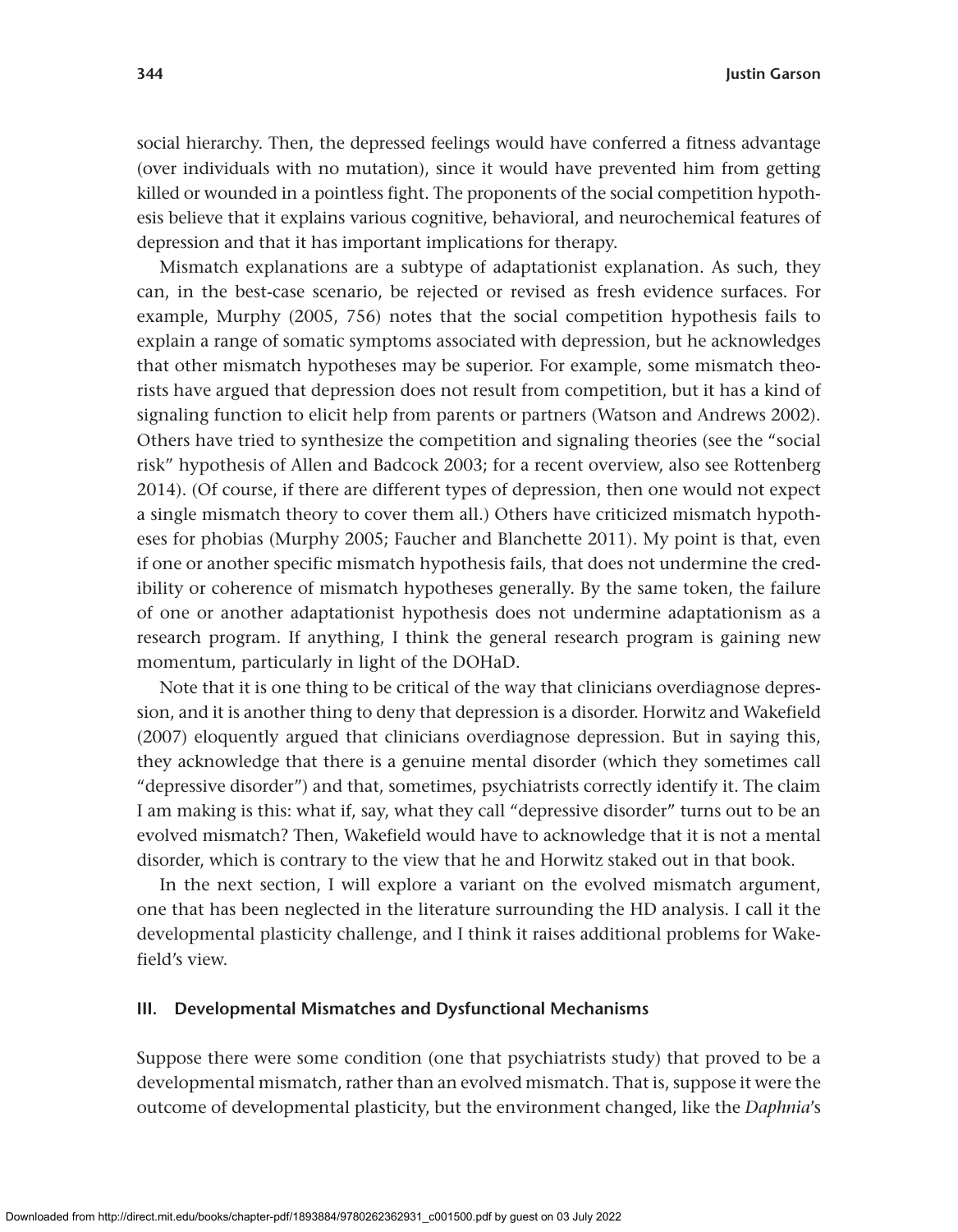social hierarchy. Then, the depressed feelings would have conferred a fitness advantage (over individuals with no mutation), since it would have prevented him from getting killed or wounded in a pointless fight. The proponents of the social competition hypothesis believe that it explains various cognitive, behavioral, and neurochemical features of depression and that it has important implications for therapy.

Mismatch explanations are a subtype of adaptationist explanation. As such, they can, in the best-case scenario, be rejected or revised as fresh evidence surfaces. For example, Murphy (2005, 756) notes that the social competition hypothesis fails to explain a range of somatic symptoms associated with depression, but he acknowledges that other mismatch hypotheses may be superior. For example, some mismatch theorists have argued that depression does not result from competition, but it has a kind of signaling function to elicit help from parents or partners (Watson and Andrews 2002). Others have tried to synthesize the competition and signaling theories (see the "social risk" hypothesis of Allen and Badcock 2003; for a recent overview, also see Rottenberg 2014). (Of course, if there are different types of depression, then one would not expect a single mismatch theory to cover them all.) Others have criticized mismatch hypotheses for phobias (Murphy 2005; Faucher and Blanchette 2011). My point is that, even if one or another specific mismatch hypothesis fails, that does not undermine the credibility or coherence of mismatch hypotheses generally. By the same token, the failure of one or another adaptationist hypothesis does not undermine adaptationism as a research program. If anything, I think the general research program is gaining new momentum, particularly in light of the DOHaD.

Note that it is one thing to be critical of the way that clinicians overdiagnose depression, and it is another thing to deny that depression is a disorder. Horwitz and Wakefield (2007) eloquently argued that clinicians overdiagnose depression. But in saying this, they acknowledge that there is a genuine mental disorder (which they sometimes call "depressive disorder") and that, sometimes, psychiatrists correctly identify it. The claim I am making is this: what if, say, what they call "depressive disorder" turns out to be an evolved mismatch? Then, Wakefield would have to acknowledge that it is not a mental disorder, which is contrary to the view that he and Horwitz staked out in that book.

In the next section, I will explore a variant on the evolved mismatch argument, one that has been neglected in the literature surrounding the HD analysis. I call it the developmental plasticity challenge, and I think it raises additional problems for Wakefield's view.

## III. Developmental Mismatches and Dysfunctional Mechanisms

Suppose there were some condition (one that psychiatrists study) that proved to be a developmental mismatch, rather than an evolved mismatch. That is, suppose it were the outcome of developmental plasticity, but the environment changed, like the *Daphnia*'s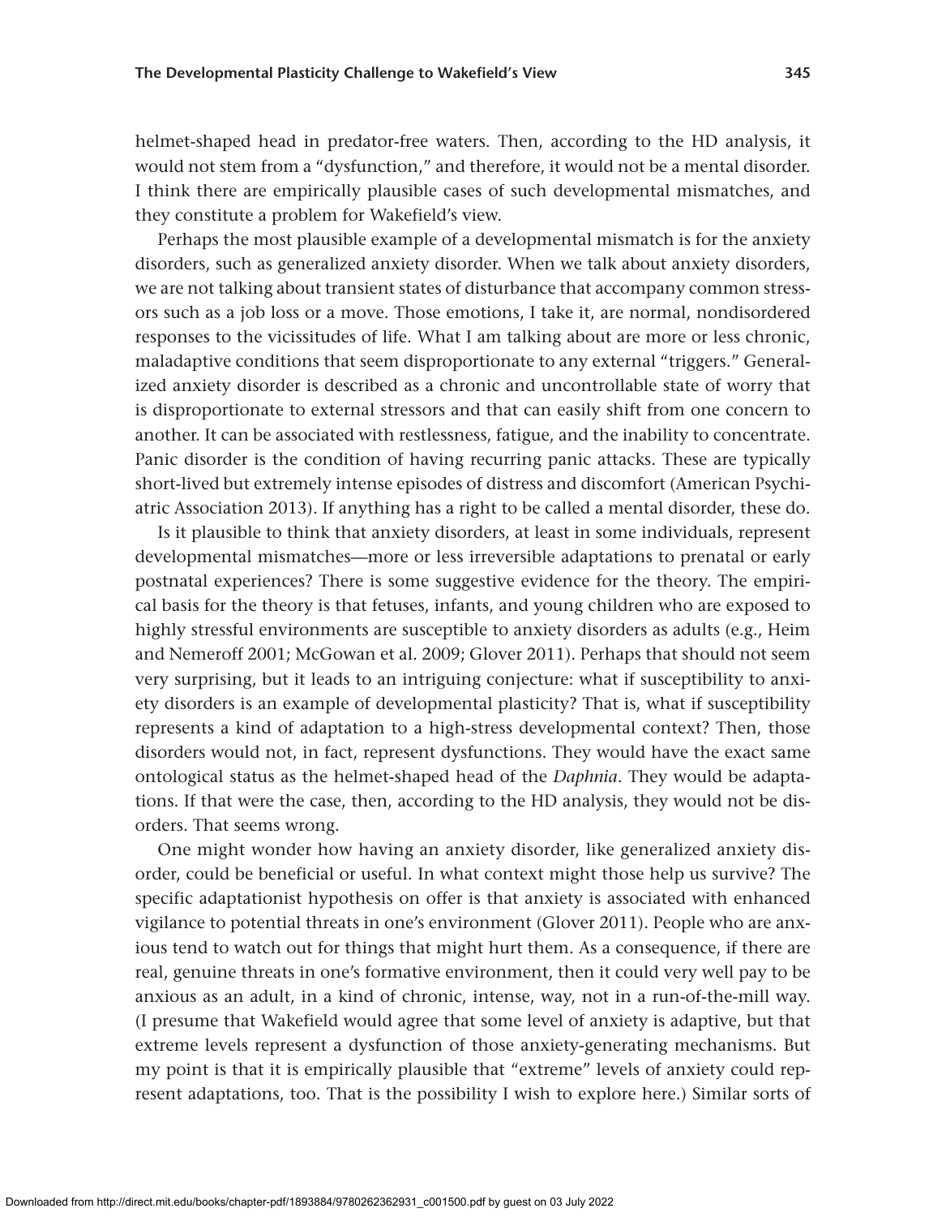helmet-shaped head in predator-free waters. Then, according to the HD analysis, it would not stem from a "dysfunction," and therefore, it would not be a mental disorder. I think there are empirically plausible cases of such developmental mismatches, and they constitute a problem for Wakefield's view.

Perhaps the most plausible example of a developmental mismatch is for the anxiety disorders, such as generalized anxiety disorder. When we talk about anxiety disorders, we are not talking about transient states of disturbance that accompany common stressors such as a job loss or a move. Those emotions, I take it, are normal, nondisordered responses to the vicissitudes of life. What I am talking about are more or less chronic, maladaptive conditions that seem disproportionate to any external "triggers." Generalized anxiety disorder is described as a chronic and uncontrollable state of worry that is disproportionate to external stressors and that can easily shift from one concern to another. It can be associated with restlessness, fatigue, and the inability to concentrate. Panic disorder is the condition of having recurring panic attacks. These are typically short-lived but extremely intense episodes of distress and discomfort (American Psychiatric Association 2013). If anything has a right to be called a mental disorder, these do.

Is it plausible to think that anxiety disorders, at least in some individuals, represent developmental mismatches—more or less irreversible adaptations to prenatal or early postnatal experiences? There is some suggestive evidence for the theory. The empirical basis for the theory is that fetuses, infants, and young children who are exposed to highly stressful environments are susceptible to anxiety disorders as adults (e.g., Heim and Nemeroff 2001; McGowan et al. 2009; Glover 2011). Perhaps that should not seem very surprising, but it leads to an intriguing conjecture: what if susceptibility to anxiety disorders is an example of developmental plasticity? That is, what if susceptibility represents a kind of adaptation to a high-stress developmental context? Then, those disorders would not, in fact, represent dysfunctions. They would have the exact same ontological status as the helmet-shaped head of the *Daphnia*. They would be adaptations. If that were the case, then, according to the HD analysis, they would not be disorders. That seems wrong.

One might wonder how having an anxiety disorder, like generalized anxiety disorder, could be beneficial or useful. In what context might those help us survive? The specific adaptationist hypothesis on offer is that anxiety is associated with enhanced vigilance to potential threats in one's environment (Glover 2011). People who are anxious tend to watch out for things that might hurt them. As a consequence, if there are real, genuine threats in one's formative environment, then it could very well pay to be anxious as an adult, in a kind of chronic, intense, way, not in a run-of-the-mill way. (I presume that Wakefield would agree that some level of anxiety is adaptive, but that extreme levels represent a dysfunction of those anxiety-generating mechanisms. But my point is that it is empirically plausible that "extreme" levels of anxiety could represent adaptations, too. That is the possibility I wish to explore here.) Similar sorts of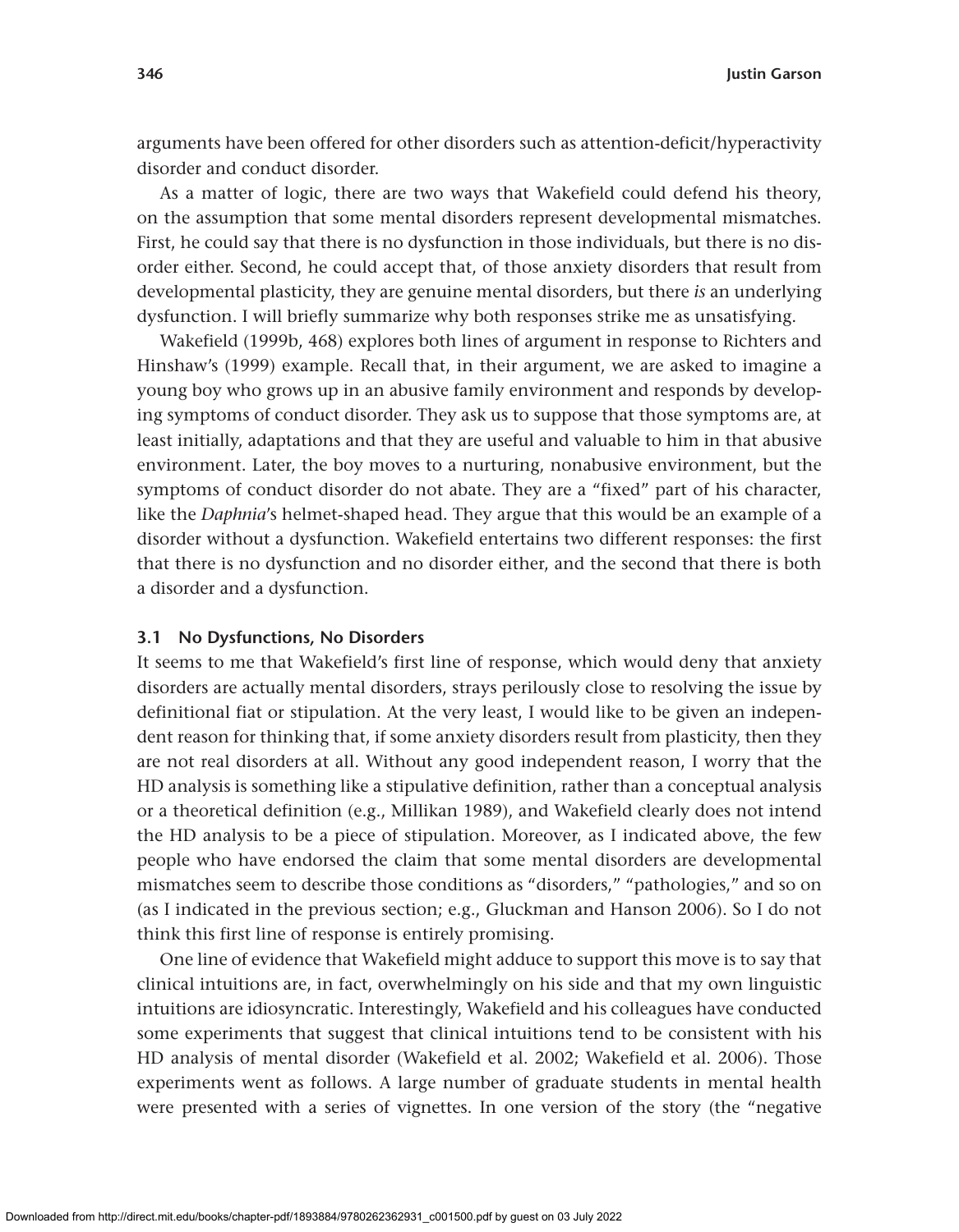arguments have been offered for other disorders such as attention-deficit/hyperactivity disorder and conduct disorder.

As a matter of logic, there are two ways that Wakefield could defend his theory, on the assumption that some mental disorders represent developmental mismatches. First, he could say that there is no dysfunction in those individuals, but there is no disorder either. Second, he could accept that, of those anxiety disorders that result from developmental plasticity, they are genuine mental disorders, but there *is* an underlying dysfunction. I will briefly summarize why both responses strike me as unsatisfying.

Wakefield (1999b, 468) explores both lines of argument in response to Richters and Hinshaw's (1999) example. Recall that, in their argument, we are asked to imagine a young boy who grows up in an abusive family environment and responds by developing symptoms of conduct disorder. They ask us to suppose that those symptoms are, at least initially, adaptations and that they are useful and valuable to him in that abusive environment. Later, the boy moves to a nurturing, nonabusive environment, but the symptoms of conduct disorder do not abate. They are a "fixed" part of his character, like the *Daphnia*'s helmet-shaped head. They argue that this would be an example of a disorder without a dysfunction. Wakefield entertains two different responses: the first that there is no dysfunction and no disorder either, and the second that there is both a disorder and a dysfunction.

### 3.1 No Dysfunctions, No Disorders

It seems to me that Wakefield's first line of response, which would deny that anxiety disorders are actually mental disorders, strays perilously close to resolving the issue by definitional fiat or stipulation. At the very least, I would like to be given an independent reason for thinking that, if some anxiety disorders result from plasticity, then they are not real disorders at all. Without any good independent reason, I worry that the HD analysis is something like a stipulative definition, rather than a conceptual analysis or a theoretical definition (e.g., Millikan 1989), and Wakefield clearly does not intend the HD analysis to be a piece of stipulation. Moreover, as I indicated above, the few people who have endorsed the claim that some mental disorders are developmental mismatches seem to describe those conditions as "disorders," "pathologies," and so on (as I indicated in the previous section; e.g., Gluckman and Hanson 2006). So I do not think this first line of response is entirely promising.

One line of evidence that Wakefield might adduce to support this move is to say that clinical intuitions are, in fact, overwhelmingly on his side and that my own linguistic intuitions are idiosyncratic. Interestingly, Wakefield and his colleagues have conducted some experiments that suggest that clinical intuitions tend to be consistent with his HD analysis of mental disorder (Wakefield et al. 2002; Wakefield et al. 2006). Those experiments went as follows. A large number of graduate students in mental health were presented with a series of vignettes. In one version of the story (the "negative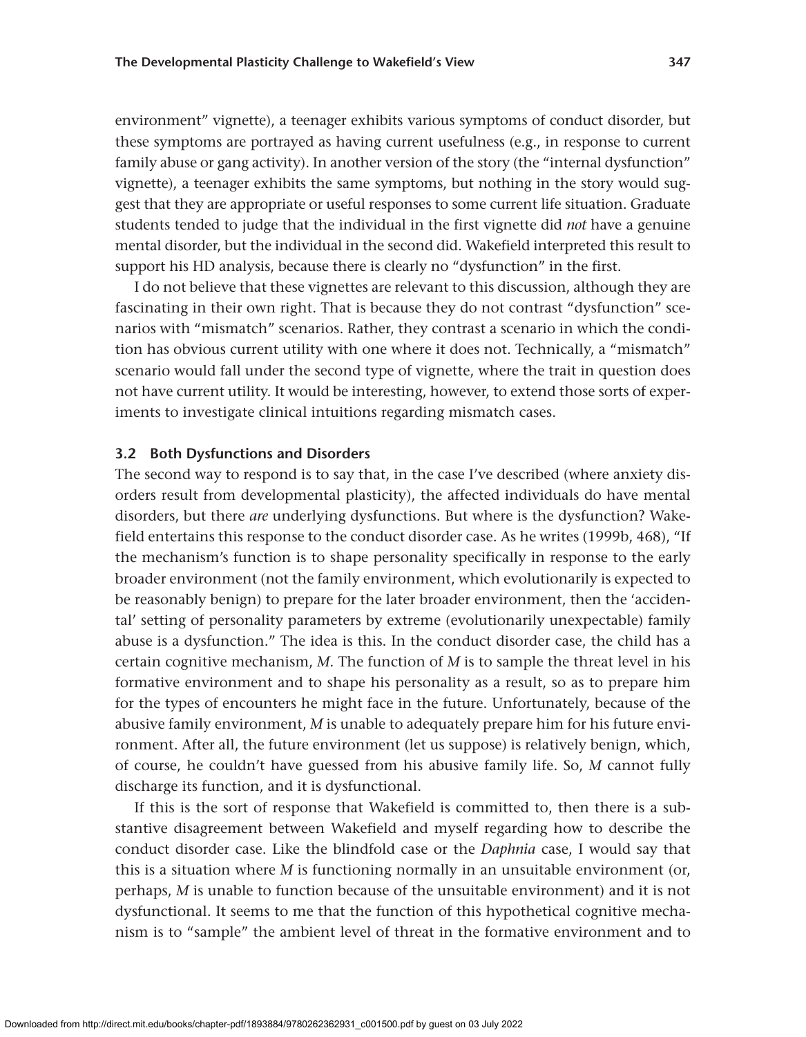environment" vignette), a teenager exhibits various symptoms of conduct disorder, but these symptoms are portrayed as having current usefulness (e.g., in response to current family abuse or gang activity). In another version of the story (the "internal dysfunction" vignette), a teenager exhibits the same symptoms, but nothing in the story would suggest that they are appropriate or useful responses to some current life situation. Graduate students tended to judge that the individual in the first vignette did *not* have a genuine mental disorder, but the individual in the second did. Wakefield interpreted this result to support his HD analysis, because there is clearly no "dysfunction" in the first.

I do not believe that these vignettes are relevant to this discussion, although they are fascinating in their own right. That is because they do not contrast "dysfunction" scenarios with "mismatch" scenarios. Rather, they contrast a scenario in which the condition has obvious current utility with one where it does not. Technically, a "mismatch" scenario would fall under the second type of vignette, where the trait in question does not have current utility. It would be interesting, however, to extend those sorts of experiments to investigate clinical intuitions regarding mismatch cases.

### 3.2 Both Dysfunctions and Disorders

The second way to respond is to say that, in the case I've described (where anxiety disorders result from developmental plasticity), the affected individuals do have mental disorders, but there *are* underlying dysfunctions. But where is the dysfunction? Wakefield entertains this response to the conduct disorder case. As he writes (1999b, 468), "If the mechanism's function is to shape personality specifically in response to the early broader environment (not the family environment, which evolutionarily is expected to be reasonably benign) to prepare for the later broader environment, then the 'accidental' setting of personality parameters by extreme (evolutionarily unexpectable) family abuse is a dysfunction." The idea is this. In the conduct disorder case, the child has a certain cognitive mechanism, *M*. The function of *M* is to sample the threat level in his formative environment and to shape his personality as a result, so as to prepare him for the types of encounters he might face in the future. Unfortunately, because of the abusive family environment, *M* is unable to adequately prepare him for his future environment. After all, the future environment (let us suppose) is relatively benign, which, of course, he couldn't have guessed from his abusive family life. So, *M* cannot fully discharge its function, and it is dysfunctional.

If this is the sort of response that Wakefield is committed to, then there is a substantive disagreement between Wakefield and myself regarding how to describe the conduct disorder case. Like the blindfold case or the *Daphnia* case, I would say that this is a situation where *M* is functioning normally in an unsuitable environment (or, perhaps, *M* is unable to function because of the unsuitable environment) and it is not dysfunctional. It seems to me that the function of this hypothetical cognitive mechanism is to "sample" the ambient level of threat in the formative environment and to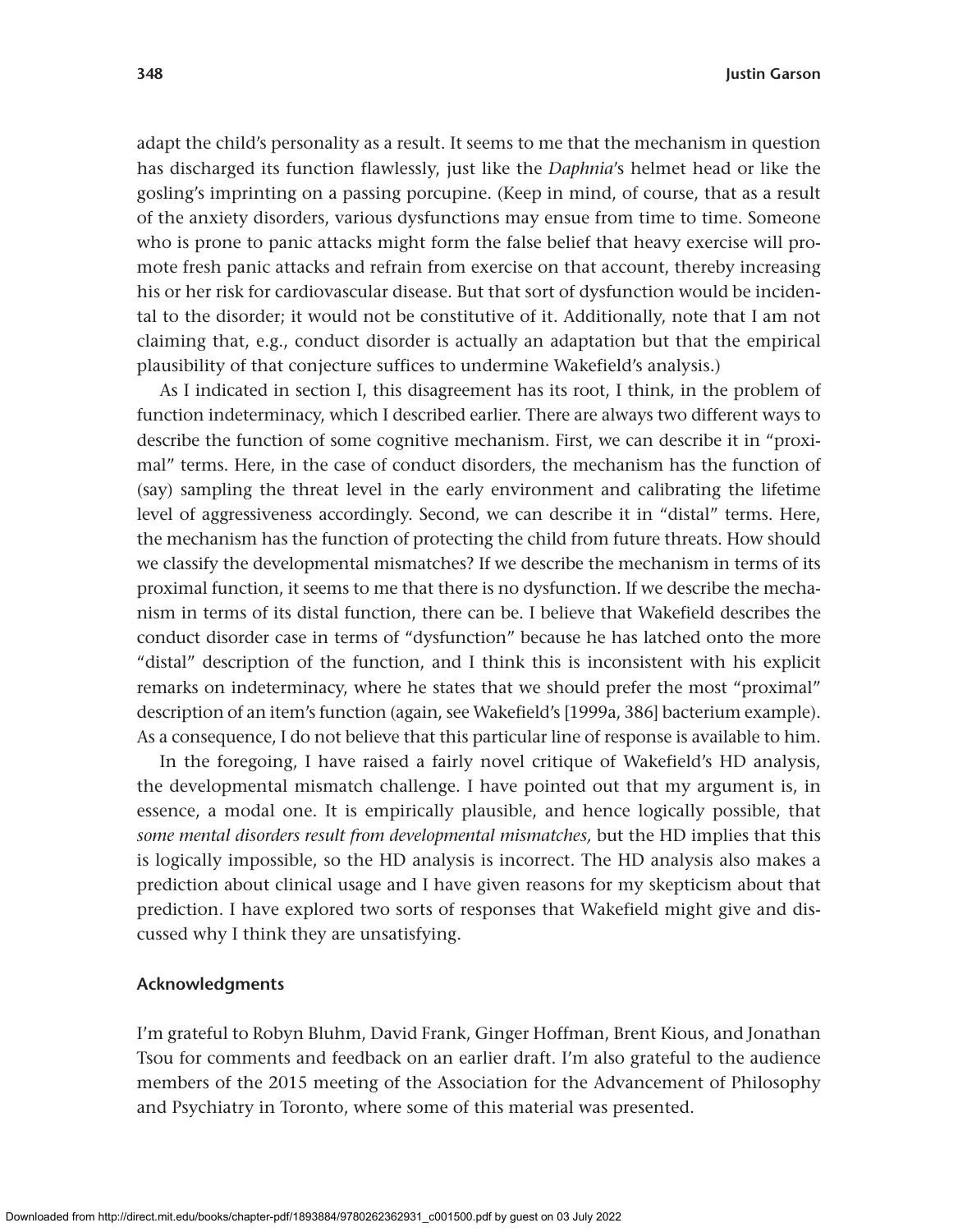adapt the child's personality as a result. It seems to me that the mechanism in question has discharged its function flawlessly, just like the *Daphnia*'s helmet head or like the gosling's imprinting on a passing porcupine. (Keep in mind, of course, that as a result of the anxiety disorders, various dysfunctions may ensue from time to time. Someone who is prone to panic attacks might form the false belief that heavy exercise will promote fresh panic attacks and refrain from exercise on that account, thereby increasing his or her risk for cardiovascular disease. But that sort of dysfunction would be incidental to the disorder; it would not be constitutive of it. Additionally, note that I am not claiming that, e.g., conduct disorder is actually an adaptation but that the empirical plausibility of that conjecture suffices to undermine Wakefield's analysis.)

As I indicated in section I, this disagreement has its root, I think, in the problem of function indeterminacy, which I described earlier. There are always two different ways to describe the function of some cognitive mechanism. First, we can describe it in "proximal" terms. Here, in the case of conduct disorders, the mechanism has the function of (say) sampling the threat level in the early environment and calibrating the lifetime level of aggressiveness accordingly. Second, we can describe it in "distal" terms. Here, the mechanism has the function of protecting the child from future threats. How should we classify the developmental mismatches? If we describe the mechanism in terms of its proximal function, it seems to me that there is no dysfunction. If we describe the mechanism in terms of its distal function, there can be. I believe that Wakefield describes the conduct disorder case in terms of "dysfunction" because he has latched onto the more "distal" description of the function, and I think this is inconsistent with his explicit remarks on indeterminacy, where he states that we should prefer the most "proximal" description of an item's function (again, see Wakefield's [1999a, 386] bacterium example). As a consequence, I do not believe that this particular line of response is available to him.

In the foregoing, I have raised a fairly novel critique of Wakefield's HD analysis, the developmental mismatch challenge. I have pointed out that my argument is, in essence, a modal one. It is empirically plausible, and hence logically possible, that *some mental disorders result from developmental mismatches,* but the HD implies that this is logically impossible, so the HD analysis is incorrect. The HD analysis also makes a prediction about clinical usage and I have given reasons for my skepticism about that prediction. I have explored two sorts of responses that Wakefield might give and discussed why I think they are unsatisfying.

### Acknowledgments

I'm grateful to Robyn Bluhm, David Frank, Ginger Hoffman, Brent Kious, and Jonathan Tsou for comments and feedback on an earlier draft. I'm also grateful to the audience members of the 2015 meeting of the Association for the Advancement of Philosophy and Psychiatry in Toronto, where some of this material was presented.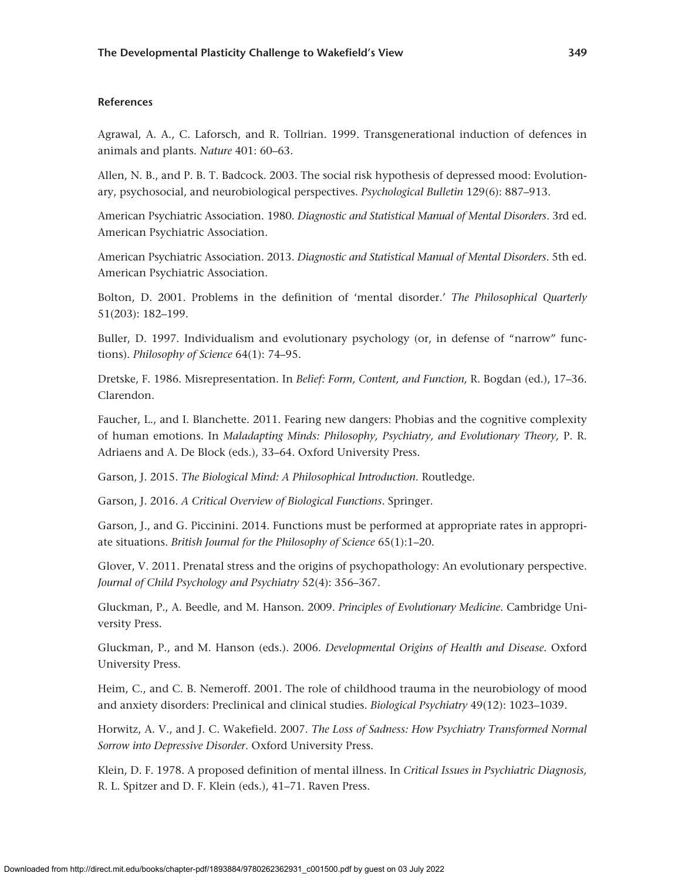#### References

Agrawal, A. A., C. Laforsch, and R. Tollrian. 1999. Transgenerational induction of defences in animals and plants. *Nature* 401: 60–63.

Allen, N. B., and P. B. T. Badcock. 2003. The social risk hypothesis of depressed mood: Evolutionary, psychosocial, and neurobiological perspectives. *Psychological Bulletin* 129(6): 887–913.

American Psychiatric Association. 1980. *Diagnostic and Statistical Manual of Mental Disorders*. 3rd ed. American Psychiatric Association.

American Psychiatric Association. 2013. *Diagnostic and Statistical Manual of Mental Disorders*. 5th ed. American Psychiatric Association.

Bolton, D. 2001. Problems in the definition of 'mental disorder.' *The Philosophical Quarterly* 51(203): 182–199.

Buller, D. 1997. Individualism and evolutionary psychology (or, in defense of "narrow" functions). *Philosophy of Science* 64(1): 74–95.

Dretske, F. 1986. Misrepresentation. In *Belief: Form, Content, and Function,* R. Bogdan (ed.), 17–36. Clarendon.

Faucher, L., and I. Blanchette. 2011. Fearing new dangers: Phobias and the cognitive complexity of human emotions. In *Maladapting Minds: Philosophy, Psychiatry, and Evolutionary Theory,* P. R. Adriaens and A. De Block (eds.), 33–64. Oxford University Press.

Garson, J. 2015. *The Biological Mind: A Philosophical Introduction*. Routledge.

Garson, J. 2016. *A Critical Overview of Biological Functions*. Springer.

Garson, J., and G. Piccinini. 2014. Functions must be performed at appropriate rates in appropriate situations. *British Journal for the Philosophy of Science* 65(1):1–20.

Glover, V. 2011. Prenatal stress and the origins of psychopathology: An evolutionary perspective. *Journal of Child Psychology and Psychiatry* 52(4): 356–367.

Gluckman, P., A. Beedle, and M. Hanson. 2009. *Principles of Evolutionary Medicine*. Cambridge University Press.

Gluckman, P., and M. Hanson (eds.). 2006. *Developmental Origins of Health and Disease*. Oxford University Press.

Heim, C., and C. B. Nemeroff. 2001. The role of childhood trauma in the neurobiology of mood and anxiety disorders: Preclinical and clinical studies. *Biological Psychiatry* 49(12): 1023–1039.

Horwitz, A. V., and J. C. Wakefield. 2007. *The Loss of Sadness: How Psychiatry Transformed Normal Sorrow into Depressive Disorder*. Oxford University Press.

Klein, D. F. 1978. A proposed definition of mental illness. In *Critical Issues in Psychiatric Diagnosis,* R. L. Spitzer and D. F. Klein (eds.), 41–71. Raven Press.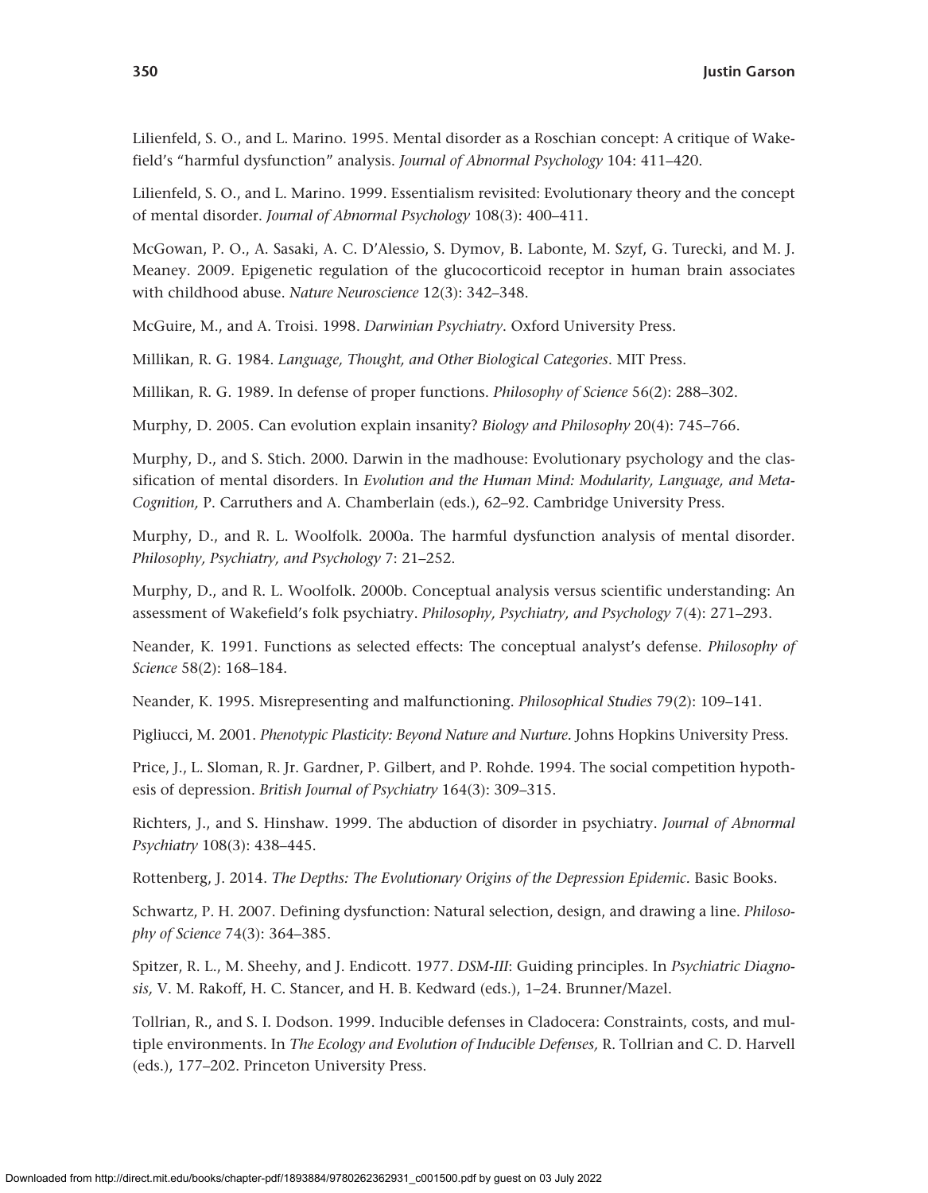Lilienfeld, S. O., and L. Marino. 1995. Mental disorder as a Roschian concept: A critique of Wakefield's "harmful dysfunction" analysis. *Journal of Abnormal Psychology* 104: 411–420.

Lilienfeld, S. O., and L. Marino. 1999. Essentialism revisited: Evolutionary theory and the concept of mental disorder. *Journal of Abnormal Psychology* 108(3): 400–411.

McGowan, P. O., A. Sasaki, A. C. D'Alessio, S. Dymov, B. Labonte, M. Szyf, G. Turecki, and M. J. Meaney. 2009. Epigenetic regulation of the glucocorticoid receptor in human brain associates with childhood abuse. *Nature Neuroscience* 12(3): 342–348.

McGuire, M., and A. Troisi. 1998. *Darwinian Psychiatry*. Oxford University Press.

Millikan, R. G. 1984. *Language, Thought, and Other Biological Categories*. MIT Press.

Millikan, R. G. 1989. In defense of proper functions. *Philosophy of Science* 56(2): 288–302.

Murphy, D. 2005. Can evolution explain insanity? *Biology and Philosophy* 20(4): 745–766.

Murphy, D., and S. Stich. 2000. Darwin in the madhouse: Evolutionary psychology and the classification of mental disorders. In *Evolution and the Human Mind: Modularity, Language, and Meta-Cognition,* P. Carruthers and A. Chamberlain (eds.), 62–92. Cambridge University Press.

Murphy, D., and R. L. Woolfolk. 2000a. The harmful dysfunction analysis of mental disorder. *Philosophy, Psychiatry, and Psychology* 7: 21–252.

Murphy, D., and R. L. Woolfolk. 2000b. Conceptual analysis versus scientific understanding: An assessment of Wakefield's folk psychiatry. *Philosophy, Psychiatry, and Psychology* 7(4): 271–293.

Neander, K. 1991. Functions as selected effects: The conceptual analyst's defense. *Philosophy of Science* 58(2): 168–184.

Neander, K. 1995. Misrepresenting and malfunctioning. *Philosophical Studies* 79(2): 109–141.

Pigliucci, M. 2001. *Phenotypic Plasticity: Beyond Nature and Nurture.* Johns Hopkins University Press.

Price, J., L. Sloman, R. Jr. Gardner, P. Gilbert, and P. Rohde. 1994. The social competition hypothesis of depression. *British Journal of Psychiatry* 164(3): 309–315.

Richters, J., and S. Hinshaw. 1999. The abduction of disorder in psychiatry. *Journal of Abnormal Psychiatry* 108(3): 438–445.

Rottenberg, J. 2014. *The Depths: The Evolutionary Origins of the Depression Epidemic*. Basic Books.

Schwartz, P. H. 2007. Defining dysfunction: Natural selection, design, and drawing a line. *Philosophy of Science* 74(3): 364–385.

Spitzer, R. L., M. Sheehy, and J. Endicott. 1977. *DSM-III*: Guiding principles. In *Psychiatric Diagnosis,* V. M. Rakoff, H. C. Stancer, and H. B. Kedward (eds.), 1–24. Brunner/Mazel.

Tollrian, R., and S. I. Dodson. 1999. Inducible defenses in Cladocera: Constraints, costs, and multiple environments. In *The Ecology and Evolution of Inducible Defenses,* R. Tollrian and C. D. Harvell (eds.), 177–202. Princeton University Press.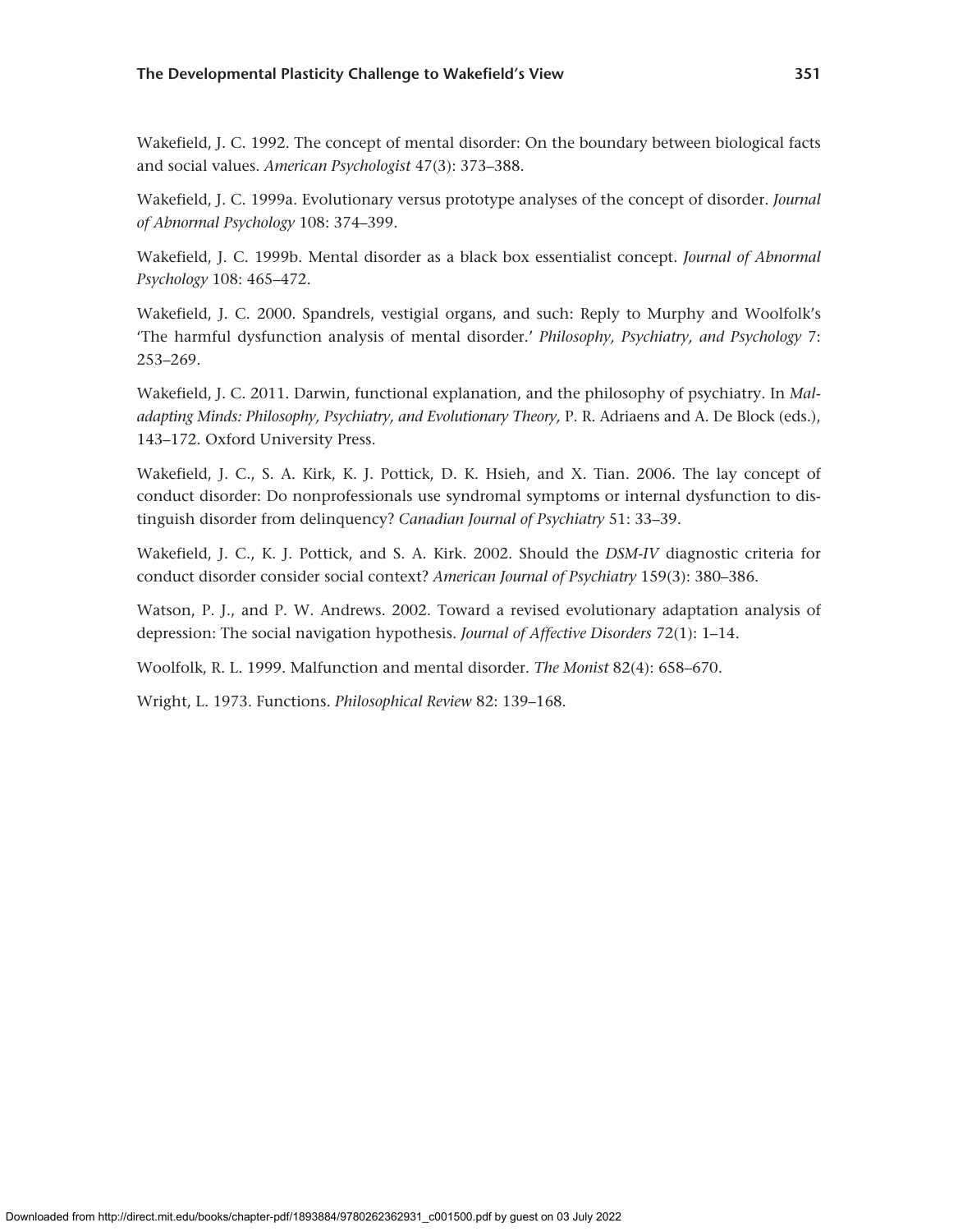Wakefield, J. C. 1992. The concept of mental disorder: On the boundary between biological facts and social values. *American Psychologist* 47(3): 373–388.

Wakefield, J. C. 1999a. Evolutionary versus prototype analyses of the concept of disorder. *Journal of Abnormal Psychology* 108: 374–399.

Wakefield, J. C. 1999b. Mental disorder as a black box essentialist concept. *Journal of Abnormal Psychology* 108: 465–472.

Wakefield, J. C. 2000. Spandrels, vestigial organs, and such: Reply to Murphy and Woolfolk's 'The harmful dysfunction analysis of mental disorder.' *Philosophy, Psychiatry, and Psychology* 7: 253–269.

Wakefield, J. C. 2011. Darwin, functional explanation, and the philosophy of psychiatry. In *Maladapting Minds: Philosophy, Psychiatry, and Evolutionary Theory,* P. R. Adriaens and A. De Block (eds.), 143–172. Oxford University Press.

Wakefield, J. C., S. A. Kirk, K. J. Pottick, D. K. Hsieh, and X. Tian. 2006. The lay concept of conduct disorder: Do nonprofessionals use syndromal symptoms or internal dysfunction to distinguish disorder from delinquency? *Canadian Journal of Psychiatry* 51: 33–39.

Wakefield, J. C., K. J. Pottick, and S. A. Kirk. 2002. Should the *DSM-IV* diagnostic criteria for conduct disorder consider social context? *American Journal of Psychiatry* 159(3): 380–386.

Watson, P. J., and P. W. Andrews. 2002. Toward a revised evolutionary adaptation analysis of depression: The social navigation hypothesis. *Journal of Affective Disorders* 72(1): 1–14.

Woolfolk, R. L. 1999. Malfunction and mental disorder. *The Monist* 82(4): 658–670.

Wright, L. 1973. Functions. *Philosophical Review* 82: 139–168.